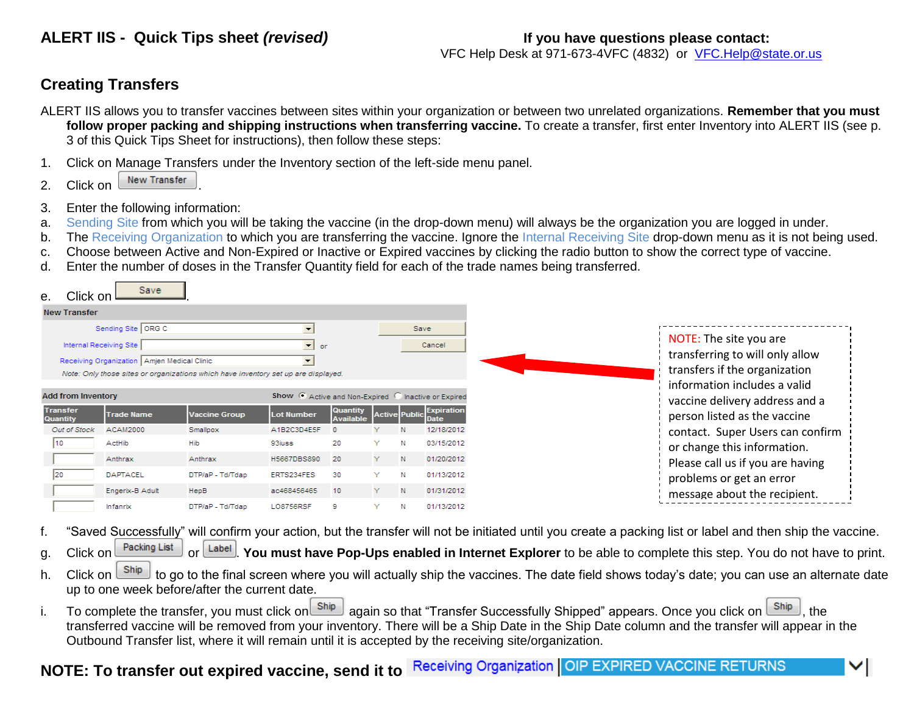**ALERT IIS - Quick Tips sheet *(revised)***

**If you have questions please contact:**
VFC Help Desk at 971-673-4VFC (4832) or VFC.Help@state.or.us

## Creating Transfers

ALERT IIS allows you to transfer vaccines between sites within your organization or between two unrelated organizations. **Remember that you must follow proper packing and shipping instructions when transferring vaccine.** To create a transfer, first enter Inventory into ALERT IIS (see p. 3 of this Quick Tips Sheet for instructions), then follow these steps:

1. Click on Manage Transfers under the Inventory section of the left-side menu panel.
2. Click on [New Transfer].
3. Enter the following information:

a. Sending Site from which you will be taking the vaccine (in the drop-down menu) will always be the organization you are logged in under.
b. The Receiving Organization to which you are transferring the vaccine. Ignore the Internal Receiving Site drop-down menu as it is not being used.
c. Choose between Active and Non-Expired or Inactive or Expired vaccines by clicking the radio button to show the correct type of vaccine.
d. Enter the number of doses in the Transfer Quantity field for each of the trade names being transferred.
e. Click on [Save].

**New Transfer**

Sending Site: ORG C
Internal Receiving Site: (blank) or
Receiving Organization: Amjen Medical Clinic
[Save] [Cancel]

*Note: Only those sites or organizations which have inventory set up are displayed.*

**Add from Inventory** — Show: (•) Active and Non-Expired ( ) Inactive or Expired

| Transfer Quantity | Trade Name | Vaccine Group | Lot Number | Quantity Available | Active | Public | Expiration Date |
|---|---|---|---|---|---|---|---|
| Out of Stock | ACAM2000 | Smallpox | A1B2C3D4E5F | 0 | Y | N | 12/18/2012 |
| 10 | ActHib | Hib | 93iuss | 20 | Y | N | 03/15/2012 |
| | Anthrax | Anthrax | H5667DBS890 | 20 | Y | N | 01/20/2012 |
| 20 | DAPTACEL | DTP/aP - Td/Tdap | ERTS234FES | 30 | Y | N | 01/13/2012 |
| | Engerix-B Adult | HepB | ac468456465 | 10 | Y | N | 01/31/2012 |
| | Infanrix | DTP/aP - Td/Tdap | LO8756RSF | 9 | Y | N | 01/13/2012 |

NOTE: The site you are transferring to will only allow transfers if the organization information includes a valid vaccine delivery address and a person listed as the vaccine contact. Super Users can confirm or change this information. Please call us if you are having problems or get an error message about the recipient.

f. "Saved Successfully" will confirm your action, but the transfer will not be initiated until you create a packing list or label and then ship the vaccine.
g. Click on [Packing List] or [Label]. **You must have Pop-Ups enabled in Internet Explorer** to be able to complete this step. You do not have to print.
h. Click on [Ship] to go to the final screen where you will actually ship the vaccines. The date field shows today's date; you can use an alternate date up to one week before/after the current date.
i. To complete the transfer, you must click on [Ship] again so that "Transfer Successfully Shipped" appears. Once you click on [Ship], the transferred vaccine will be removed from your inventory. There will be a Ship Date in the Ship Date column and the transfer will appear in the Outbound Transfer list, where it will remain until it is accepted by the receiving site/organization.

**NOTE: To transfer out expired vaccine, send it to** Receiving Organization: OIP EXPIRED VACCINE RETURNS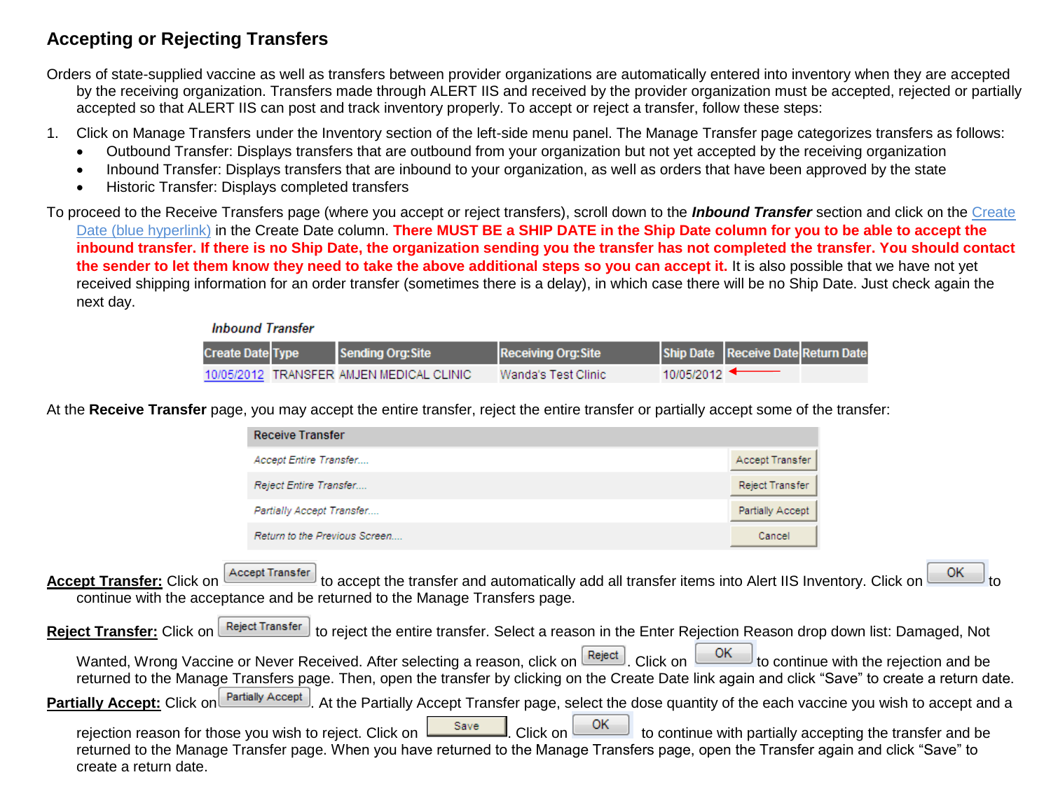## Accepting or Rejecting Transfers

Orders of state-supplied vaccine as well as transfers between provider organizations are automatically entered into inventory when they are accepted by the receiving organization. Transfers made through ALERT IIS and received by the provider organization must be accepted, rejected or partially accepted so that ALERT IIS can post and track inventory properly. To accept or reject a transfer, follow these steps:

1. Click on Manage Transfers under the Inventory section of the left-side menu panel. The Manage Transfer page categorizes transfers as follows:
   - Outbound Transfer: Displays transfers that are outbound from your organization but not yet accepted by the receiving organization
   - Inbound Transfer: Displays transfers that are inbound to your organization, as well as orders that have been approved by the state
   - Historic Transfer: Displays completed transfers

To proceed to the Receive Transfers page (where you accept or reject transfers), scroll down to the ***Inbound Transfer*** section and click on the Create Date (blue hyperlink) in the Create Date column. **There MUST BE a SHIP DATE in the Ship Date column for you to be able to accept the inbound transfer. If there is no Ship Date, the organization sending you the transfer has not completed the transfer. You should contact the sender to let them know they need to take the above additional steps so you can accept it.** It is also possible that we have not yet received shipping information for an order transfer (sometimes there is a delay), in which case there will be no Ship Date. Just check again the next day.

*Inbound Transfer*

| Create Date | Type | Sending Org:Site | Receiving Org:Site | Ship Date | Receive Date | Return Date |
|---|---|---|---|---|---|---|
| 10/05/2012 | TRANSFER | AMJEN MEDICAL CLINIC | Wanda's Test Clinic | 10/05/2012 ← | | |

At the **Receive Transfer** page, you may accept the entire transfer, reject the entire transfer or partially accept some of the transfer:

| Receive Transfer | |
|---|---|
| *Accept Entire Transfer....* | Accept Transfer |
| *Reject Entire Transfer....* | Reject Transfer |
| *Partially Accept Transfer....* | Partially Accept |
| *Return to the Previous Screen....* | Cancel |

**Accept Transfer:** Click on [Accept Transfer] to accept the transfer and automatically add all transfer items into Alert IIS Inventory. Click on [OK] to continue with the acceptance and be returned to the Manage Transfers page.

**Reject Transfer:** Click on [Reject Transfer] to reject the entire transfer. Select a reason in the Enter Rejection Reason drop down list: Damaged, Not Wanted, Wrong Vaccine or Never Received. After selecting a reason, click on [Reject]. Click on [OK] to continue with the rejection and be returned to the Manage Transfers page. Then, open the transfer by clicking on the Create Date link again and click "Save" to create a return date.

**Partially Accept:** Click on [Partially Accept]. At the Partially Accept Transfer page, select the dose quantity of the each vaccine you wish to accept and a rejection reason for those you wish to reject. Click on [Save]. Click on [OK] to continue with partially accepting the transfer and be returned to the Manage Transfer page. When you have returned to the Manage Transfers page, open the Transfer again and click "Save" to create a return date.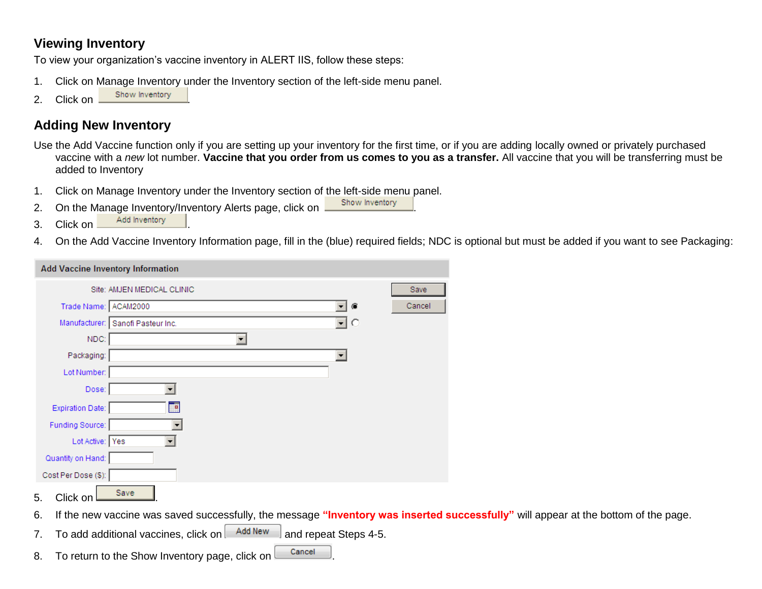## Viewing Inventory

To view your organization's vaccine inventory in ALERT IIS, follow these steps:

1. Click on Manage Inventory under the Inventory section of the left-side menu panel.
2. Click on Show Inventory.

## Adding New Inventory

Use the Add Vaccine function only if you are setting up your inventory for the first time, or if you are adding locally owned or privately purchased vaccine with a *new* lot number. **Vaccine that you order from us comes to you as a transfer.** All vaccine that you will be transferring must be added to Inventory

1. Click on Manage Inventory under the Inventory section of the left-side menu panel.
2. On the Manage Inventory/Inventory Alerts page, click on Show Inventory.
3. Click on Add Inventory.
4. On the Add Vaccine Inventory Information page, fill in the (blue) required fields; NDC is optional but must be added if you want to see Packaging:

**Add Vaccine Inventory Information**

| | |
|---|---|
| Site: | AMJEN MEDICAL CLINIC |
| Trade Name: | ACAM2000 |
| Manufacturer: | Sanofi Pasteur Inc. |
| NDC: | |
| Packaging: | |
| Lot Number: | |
| Dose: | |
| Expiration Date: | |
| Funding Source: | |
| Lot Active: | Yes |
| Quantity on Hand: | |
| Cost Per Dose ($): | |

Save | Cancel

5. Click on Save.
6. If the new vaccine was saved successfully, the message **"Inventory was inserted successfully"** will appear at the bottom of the page.
7. To add additional vaccines, click on Add New and repeat Steps 4-5.
8. To return to the Show Inventory page, click on Cancel.